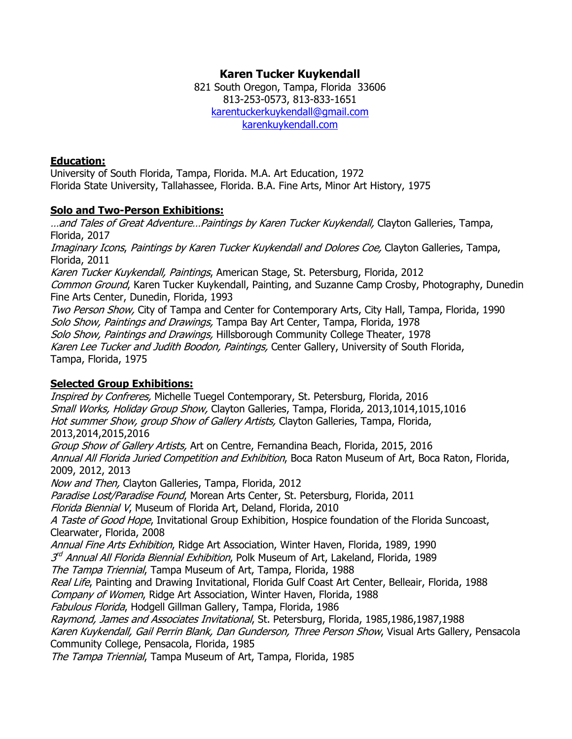# Karen Tucker Kuykendall

821 South Oregon, Tampa, Florida 33606
813-253-0573, 813-833-1651
karentuckerkuykendall@gmail.com
karenkuykendall.com

## Education:

University of South Florida, Tampa, Florida. M.A. Art Education, 1972
Florida State University, Tallahassee, Florida. B.A. Fine Arts, Minor Art History, 1975

## Solo and Two-Person Exhibitions:

*…and Tales of Great Adventure…Paintings by Karen Tucker Kuykendall,* Clayton Galleries, Tampa, Florida, 2017
*Imaginary Icons*, *Paintings by Karen Tucker Kuykendall and Dolores Coe,* Clayton Galleries, Tampa, Florida, 2011
*Karen Tucker Kuykendall, Paintings*, American Stage, St. Petersburg, Florida, 2012
*Common Ground*, Karen Tucker Kuykendall, Painting, and Suzanne Camp Crosby, Photography, Dunedin Fine Arts Center, Dunedin, Florida, 1993
*Two Person Show,* City of Tampa and Center for Contemporary Arts, City Hall, Tampa, Florida, 1990
*Solo Show, Paintings and Drawings,* Tampa Bay Art Center, Tampa, Florida, 1978
*Solo Show, Paintings and Drawings,* Hillsborough Community College Theater, 1978
*Karen Lee Tucker and Judith Boodon, Paintings,* Center Gallery, University of South Florida, Tampa, Florida, 1975

## Selected Group Exhibitions:

*Inspired by Confreres,* Michelle Tuegel Contemporary, St. Petersburg, Florida, 2016
*Small Works, Holiday Group Show,* Clayton Galleries, Tampa, Florida*,* 2013,1014,1015,1016
*Hot summer Show, group Show of Gallery Artists,* Clayton Galleries, Tampa, Florida, 2013,2014,2015,2016
*Group Show of Gallery Artists,* Art on Centre, Fernandina Beach, Florida, 2015, 2016
*Annual All Florida Juried Competition and Exhibition*, Boca Raton Museum of Art, Boca Raton, Florida, 2009, 2012, 2013
*Now and Then,* Clayton Galleries, Tampa, Florida, 2012
*Paradise Lost/Paradise Found*, Morean Arts Center, St. Petersburg, Florida, 2011
*Florida Biennial V*, Museum of Florida Art, Deland, Florida, 2010
*A Taste of Good Hope*, Invitational Group Exhibition, Hospice foundation of the Florida Suncoast, Clearwater, Florida, 2008
*Annual Fine Arts Exhibition*, Ridge Art Association, Winter Haven, Florida, 1989, 1990
*3rd Annual All Florida Biennial Exhibition*, Polk Museum of Art, Lakeland, Florida, 1989
*The Tampa Triennial*, Tampa Museum of Art, Tampa, Florida, 1988
*Real Life*, Painting and Drawing Invitational, Florida Gulf Coast Art Center, Belleair, Florida, 1988
*Company of Women*, Ridge Art Association, Winter Haven, Florida, 1988
*Fabulous Florida*, Hodgell Gillman Gallery, Tampa, Florida, 1986
*Raymond, James and Associates Invitational*, St. Petersburg, Florida, 1985,1986,1987,1988
*Karen Kuykendall, Gail Perrin Blank, Dan Gunderson, Three Person Show*, Visual Arts Gallery, Pensacola Community College, Pensacola, Florida, 1985
*The Tampa Triennial*, Tampa Museum of Art, Tampa, Florida, 1985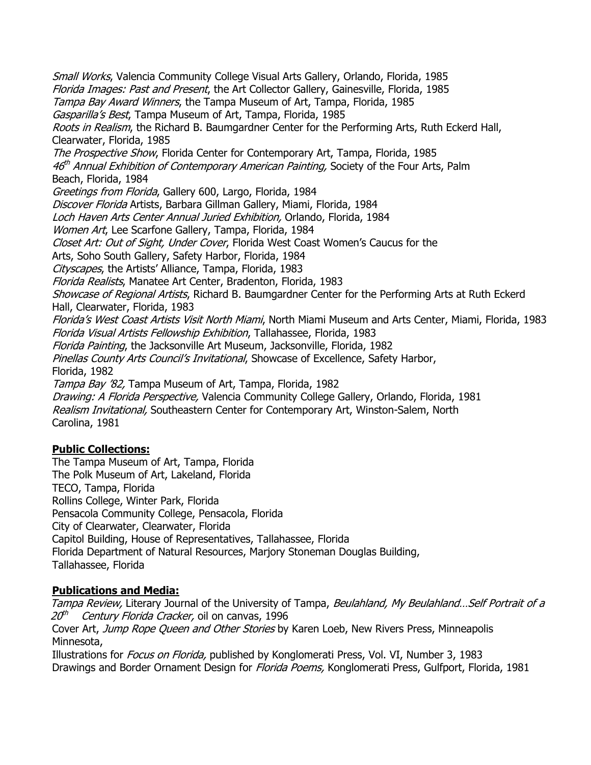*Small Works*, Valencia Community College Visual Arts Gallery, Orlando, Florida, 1985
*Florida Images: Past and Present*, the Art Collector Gallery, Gainesville, Florida, 1985
*Tampa Bay Award Winners*, the Tampa Museum of Art, Tampa, Florida, 1985
*Gasparilla's Best*, Tampa Museum of Art, Tampa, Florida, 1985
*Roots in Realism*, the Richard B. Baumgardner Center for the Performing Arts, Ruth Eckerd Hall, Clearwater, Florida, 1985
*The Prospective Show*, Florida Center for Contemporary Art, Tampa, Florida, 1985
*46th Annual Exhibition of Contemporary American Painting,* Society of the Four Arts, Palm Beach, Florida, 1984
*Greetings from Florida*, Gallery 600, Largo, Florida, 1984
*Discover Florida* Artists, Barbara Gillman Gallery, Miami, Florida, 1984
*Loch Haven Arts Center Annual Juried Exhibition,* Orlando, Florida, 1984
*Women Art*, Lee Scarfone Gallery, Tampa, Florida, 1984
*Closet Art: Out of Sight, Under Cover*, Florida West Coast Women's Caucus for the Arts, Soho South Gallery, Safety Harbor, Florida, 1984
*Cityscapes*, the Artists' Alliance, Tampa, Florida, 1983
*Florida Realists*, Manatee Art Center, Bradenton, Florida, 1983
*Showcase of Regional Artists*, Richard B. Baumgardner Center for the Performing Arts at Ruth Eckerd Hall, Clearwater, Florida, 1983
*Florida's West Coast Artists Visit North Miami*, North Miami Museum and Arts Center, Miami, Florida, 1983
*Florida Visual Artists Fellowship Exhibition*, Tallahassee, Florida, 1983
*Florida Painting*, the Jacksonville Art Museum, Jacksonville, Florida, 1982
*Pinellas County Arts Council's Invitational*, Showcase of Excellence, Safety Harbor, Florida, 1982
*Tampa Bay '82,* Tampa Museum of Art, Tampa, Florida, 1982
*Drawing: A Florida Perspective,* Valencia Community College Gallery, Orlando, Florida, 1981
*Realism Invitational,* Southeastern Center for Contemporary Art, Winston-Salem, North Carolina, 1981

**Public Collections:**

The Tampa Museum of Art, Tampa, Florida
The Polk Museum of Art, Lakeland, Florida
TECO, Tampa, Florida
Rollins College, Winter Park, Florida
Pensacola Community College, Pensacola, Florida
City of Clearwater, Clearwater, Florida
Capitol Building, House of Representatives, Tallahassee, Florida
Florida Department of Natural Resources, Marjory Stoneman Douglas Building, Tallahassee, Florida

**Publications and Media:**

*Tampa Review,* Literary Journal of the University of Tampa, *Beulahland, My Beulahland…Self Portrait of a 20th Century Florida Cracker,* oil on canvas, 1996
Cover Art, *Jump Rope Queen and Other Stories* by Karen Loeb, New Rivers Press, Minneapolis Minnesota,
Illustrations for *Focus on Florida,* published by Konglomerati Press, Vol. VI, Number 3, 1983
Drawings and Border Ornament Design for *Florida Poems,* Konglomerati Press, Gulfport, Florida, 1981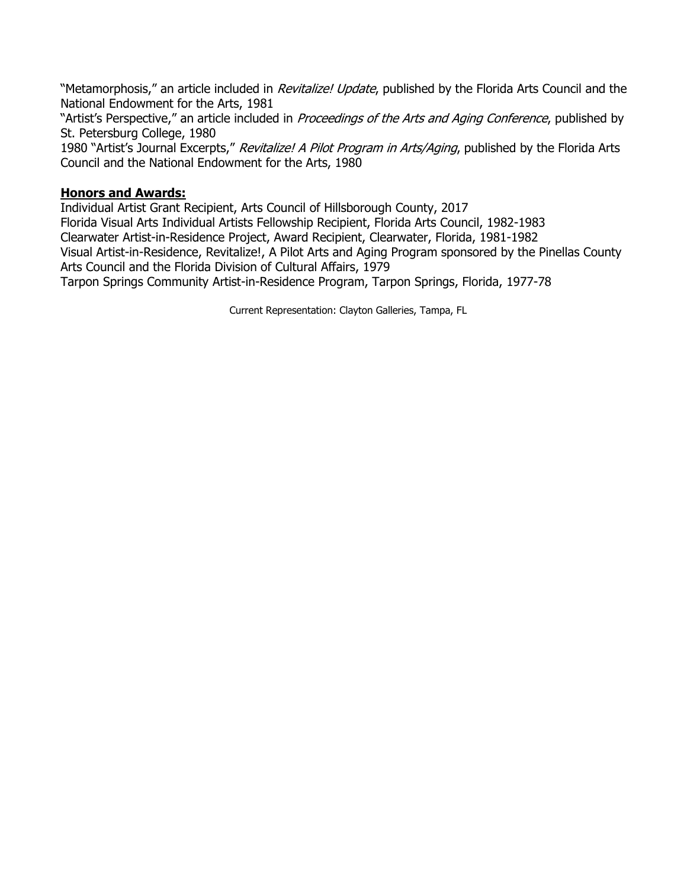"Metamorphosis," an article included in *Revitalize! Update*, published by the Florida Arts Council and the National Endowment for the Arts, 1981

"Artist's Perspective," an article included in *Proceedings of the Arts and Aging Conference*, published by St. Petersburg College, 1980

1980 "Artist's Journal Excerpts," *Revitalize! A Pilot Program in Arts/Aging*, published by the Florida Arts Council and the National Endowment for the Arts, 1980

**Honors and Awards:**

Individual Artist Grant Recipient, Arts Council of Hillsborough County, 2017

Florida Visual Arts Individual Artists Fellowship Recipient, Florida Arts Council, 1982-1983

Clearwater Artist-in-Residence Project, Award Recipient, Clearwater, Florida, 1981-1982

Visual Artist-in-Residence, Revitalize!, A Pilot Arts and Aging Program sponsored by the Pinellas County Arts Council and the Florida Division of Cultural Affairs, 1979

Tarpon Springs Community Artist-in-Residence Program, Tarpon Springs, Florida, 1977-78

Current Representation: Clayton Galleries, Tampa, FL